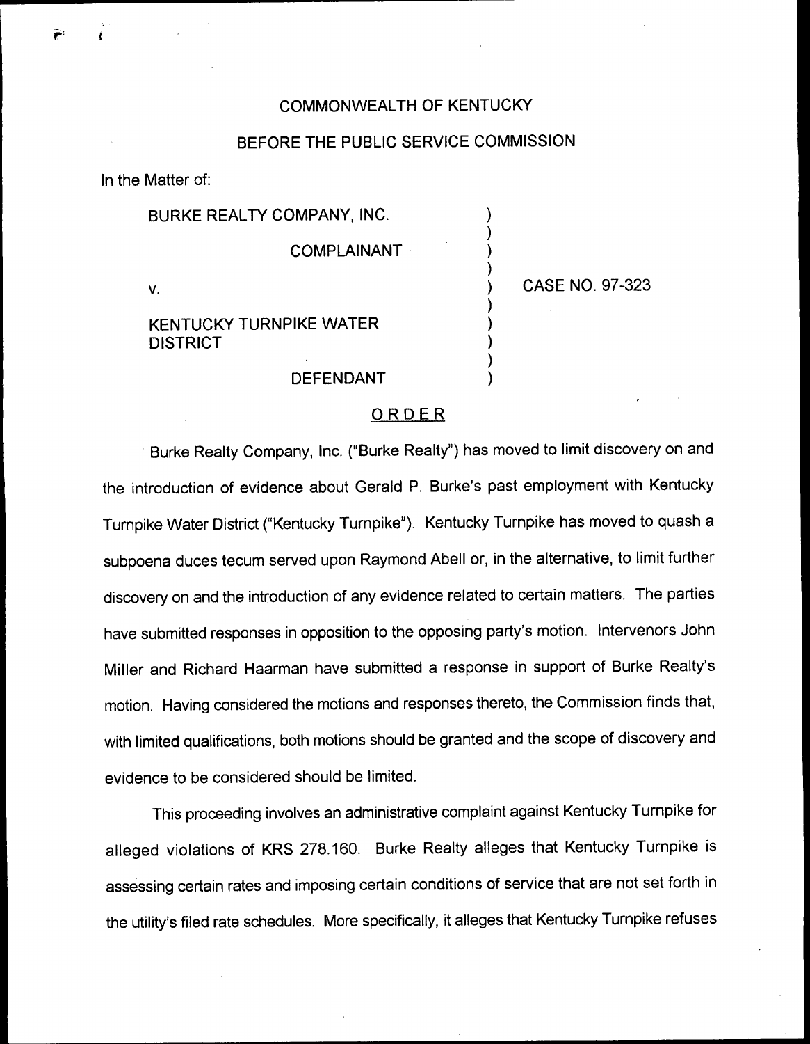COMMONWEALTH OF KENTUCKY

BEFORE THE PUBLIC SERVICE COMMISSION

In the Matter of:

| | | |
|---|---|---|
| BURKE REALTY COMPANY, INC. COMPLAINANT | ) | |
| v. | ) | CASE NO. 97-323 |
| KENTUCKY TURNPIKE WATER DISTRICT DEFENDANT | ) | |

## ORDER

Burke Realty Company, Inc. ("Burke Realty") has moved to limit discovery on and the introduction of evidence about Gerald P. Burke's past employment with Kentucky Turnpike Water District ("Kentucky Turnpike"). Kentucky Turnpike has moved to quash a subpoena duces tecum served upon Raymond Abell or, in the alternative, to limit further discovery on and the introduction of any evidence related to certain matters. The parties have submitted responses in opposition to the opposing party's motion. Intervenors John Miller and Richard Haarman have submitted a response in support of Burke Realty's motion. Having considered the motions and responses thereto, the Commission finds that, with limited qualifications, both motions should be granted and the scope of discovery and evidence to be considered should be limited.

This proceeding involves an administrative complaint against Kentucky Turnpike for alleged violations of KRS 278.160. Burke Realty alleges that Kentucky Turnpike is assessing certain rates and imposing certain conditions of service that are not set forth in the utility's filed rate schedules. More specifically, it alleges that Kentucky Turnpike refuses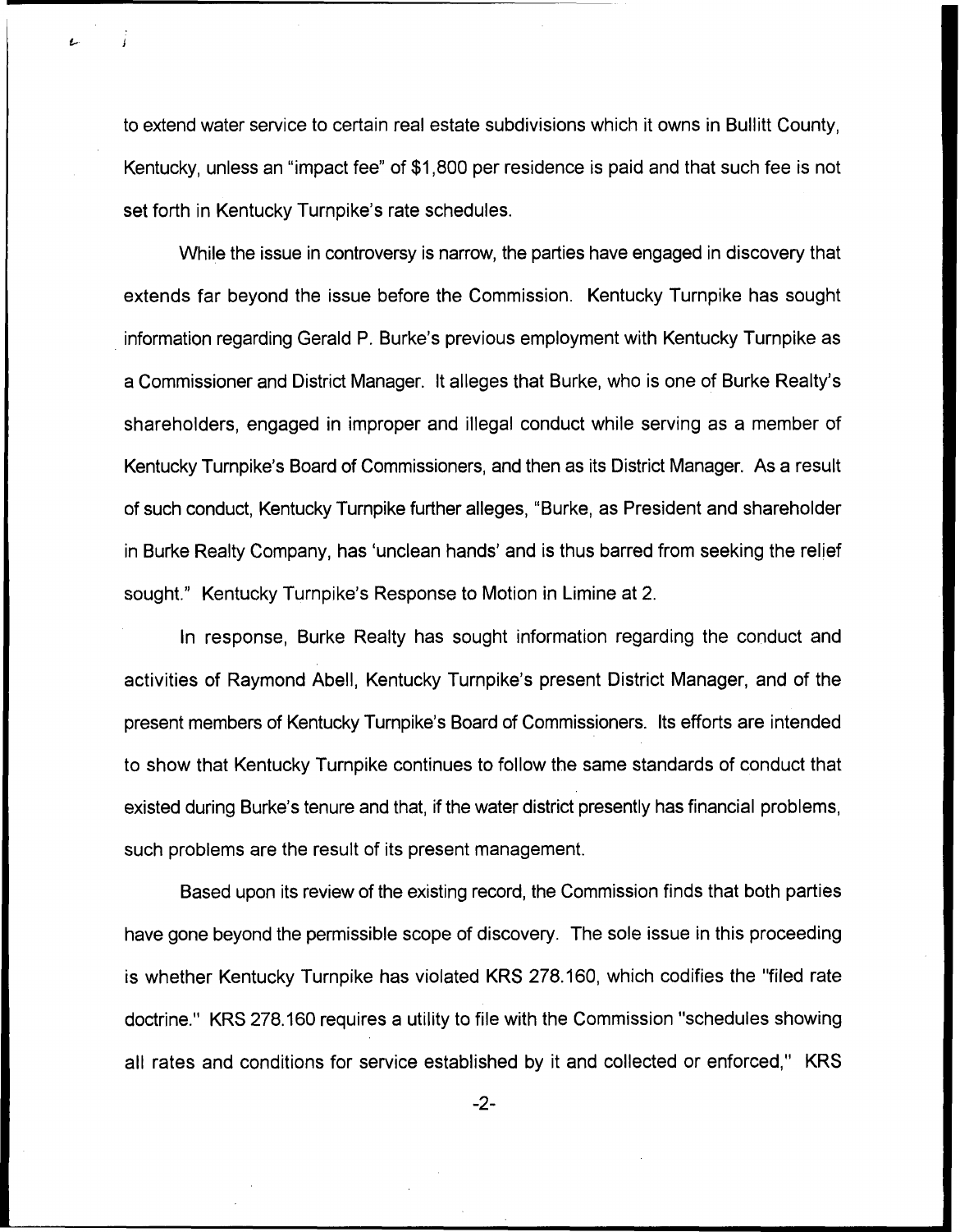to extend water service to certain real estate subdivisions which it owns in Bullitt County, Kentucky, unless an "impact fee" of $1,800 per residence is paid and that such fee is not set forth in Kentucky Turnpike's rate schedules.

While the issue in controversy is narrow, the parties have engaged in discovery that extends far beyond the issue before the Commission. Kentucky Turnpike has sought information regarding Gerald P. Burke's previous employment with Kentucky Turnpike as a Commissioner and District Manager. It alleges that Burke, who is one of Burke Realty's shareholders, engaged in improper and illegal conduct while serving as a member of Kentucky Turnpike's Board of Commissioners, and then as its District Manager. As a result of such conduct, Kentucky Turnpike further alleges, "Burke, as President and shareholder in Burke Realty Company, has 'unclean hands' and is thus barred from seeking the relief sought." Kentucky Turnpike's Response to Motion in Limine at 2.

In response, Burke Realty has sought information regarding the conduct and activities of Raymond Abell, Kentucky Turnpike's present District Manager, and of the present members of Kentucky Turnpike's Board of Commissioners. Its efforts are intended to show that Kentucky Turnpike continues to follow the same standards of conduct that existed during Burke's tenure and that, if the water district presently has financial problems, such problems are the result of its present management.

Based upon its review of the existing record, the Commission finds that both parties have gone beyond the permissible scope of discovery. The sole issue in this proceeding is whether Kentucky Turnpike has violated KRS 278.160, which codifies the "filed rate doctrine." KRS 278.160 requires a utility to file with the Commission "schedules showing all rates and conditions for service established by it and collected or enforced," KRS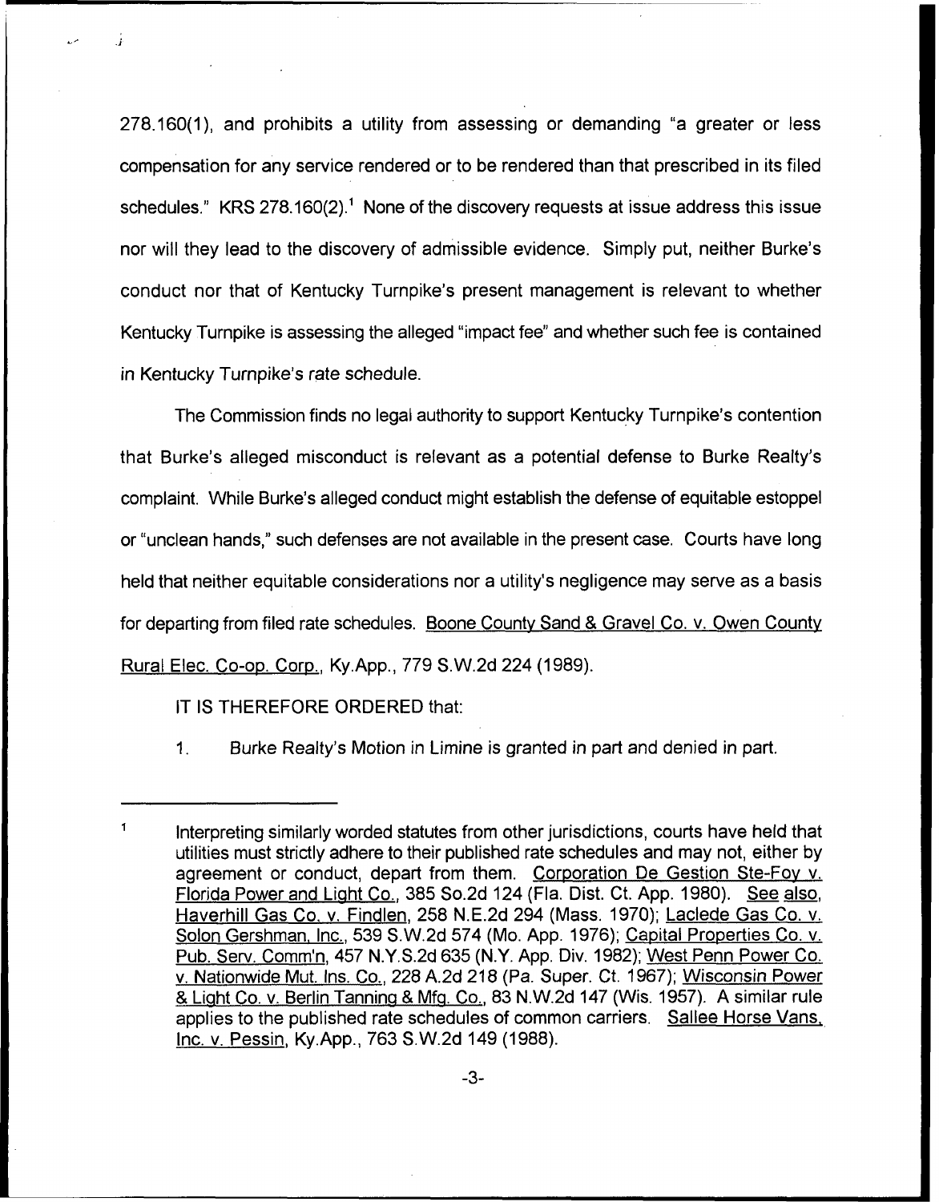278.160(1), and prohibits a utility from assessing or demanding "a greater or less compensation for any service rendered or to be rendered than that prescribed in its filed schedules." KRS 278.160(2).[1] None of the discovery requests at issue address this issue nor will they lead to the discovery of admissible evidence. Simply put, neither Burke's conduct nor that of Kentucky Turnpike's present management is relevant to whether Kentucky Turnpike is assessing the alleged "impact fee" and whether such fee is contained in Kentucky Turnpike's rate schedule.

The Commission finds no legal authority to support Kentucky Turnpike's contention that Burke's alleged misconduct is relevant as a potential defense to Burke Realty's complaint. While Burke's alleged conduct might establish the defense of equitable estoppel or "unclean hands," such defenses are not available in the present case. Courts have long held that neither equitable considerations nor a utility's negligence may serve as a basis for departing from filed rate schedules. Boone County Sand & Gravel Co. v. Owen County Rural Elec. Co-op. Corp., Ky.App., 779 S.W.2d 224 (1989).

IT IS THEREFORE ORDERED that:

1. Burke Realty's Motion in Limine is granted in part and denied in part.

---

[1] Interpreting similarly worded statutes from other jurisdictions, courts have held that utilities must strictly adhere to their published rate schedules and may not, either by agreement or conduct, depart from them. Corporation De Gestion Ste-Foy v. Florida Power and Light Co., 385 So.2d 124 (Fla. Dist. Ct. App. 1980). See also, Haverhill Gas Co. v. Findlen, 258 N.E.2d 294 (Mass. 1970); Laclede Gas Co. v. Solon Gershman, Inc., 539 S.W.2d 574 (Mo. App. 1976); Capital Properties Co. v. Pub. Serv. Comm'n, 457 N.Y.S.2d 635 (N.Y. App. Div. 1982); West Penn Power Co. v. Nationwide Mut. Ins. Co., 228 A.2d 218 (Pa. Super. Ct. 1967); Wisconsin Power & Light Co. v. Berlin Tanning & Mfg. Co., 83 N.W.2d 147 (Wis. 1957). A similar rule applies to the published rate schedules of common carriers. Sallee Horse Vans, Inc. v. Pessin, Ky.App., 763 S.W.2d 149 (1988).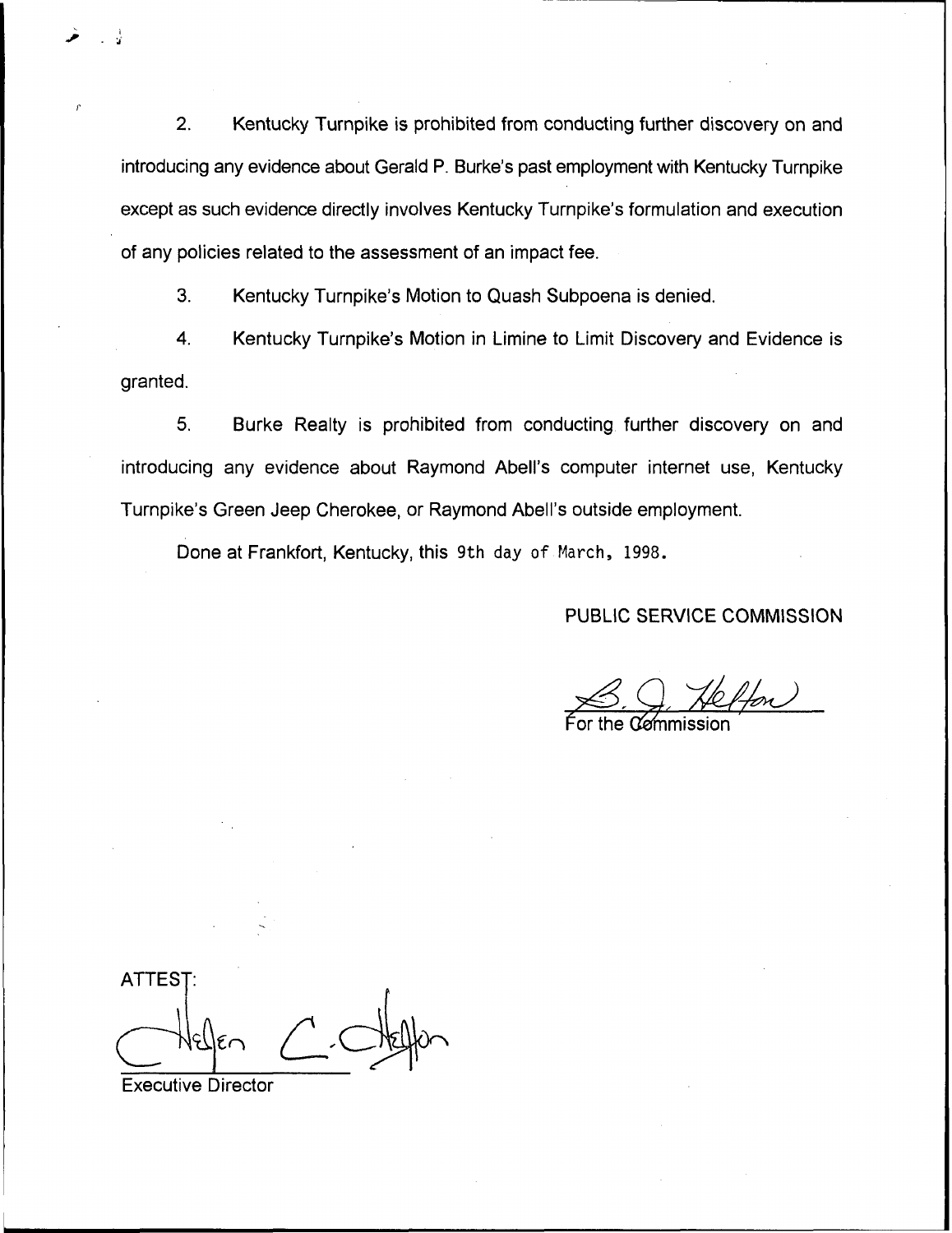2. Kentucky Turnpike is prohibited from conducting further discovery on and introducing any evidence about Gerald P. Burke's past employment with Kentucky Turnpike except as such evidence directly involves Kentucky Turnpike's formulation and execution of any policies related to the assessment of an impact fee.

3. Kentucky Turnpike's Motion to Quash Subpoena is denied.

4. Kentucky Turnpike's Motion in Limine to Limit Discovery and Evidence is granted.

5. Burke Realty is prohibited from conducting further discovery on and introducing any evidence about Raymond Abell's computer internet use, Kentucky Turnpike's Green Jeep Cherokee, or Raymond Abell's outside employment.

Done at Frankfort, Kentucky, this 9th day of March, 1998.

PUBLIC SERVICE COMMISSION

For the Commission

ATTEST:

Executive Director